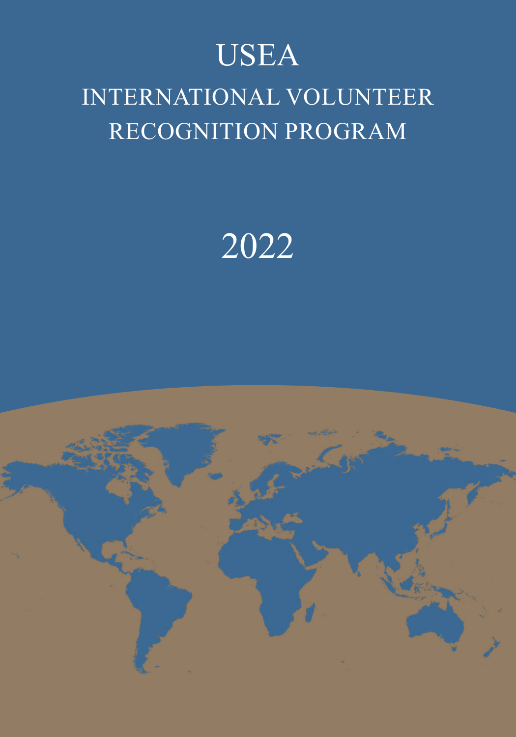# USEA

## INTERNATIONAL VOLUNTEER RECOGNITION PROGRAM

## 2022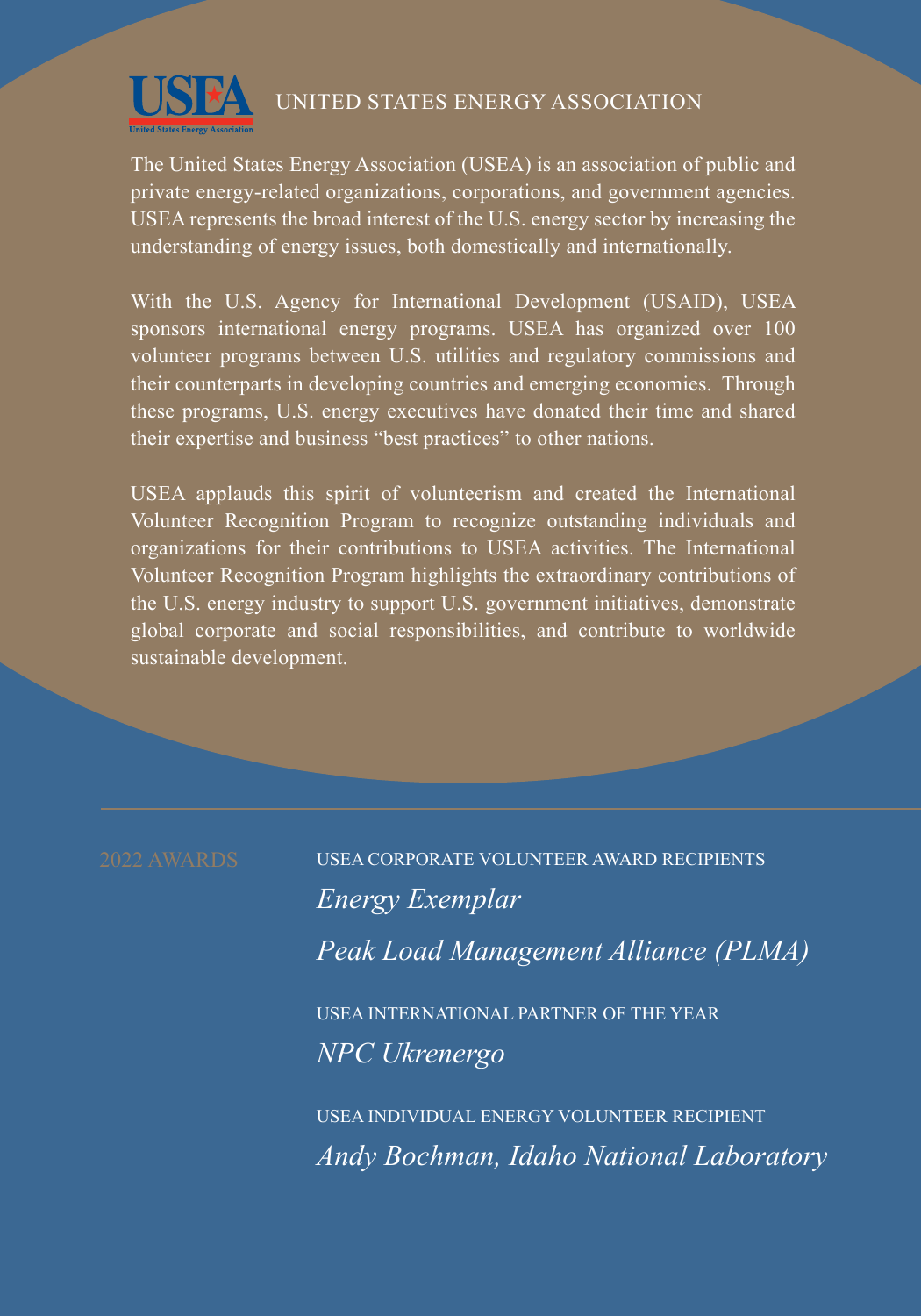# UNITED STATES ENERGY ASSOCIATION

The United States Energy Association (USEA) is an association of public and private energy-related organizations, corporations, and government agencies. USEA represents the broad interest of the U.S. energy sector by increasing the understanding of energy issues, both domestically and internationally.

With the U.S. Agency for International Development (USAID), USEA sponsors international energy programs. USEA has organized over 100 volunteer programs between U.S. utilities and regulatory commissions and their counterparts in developing countries and emerging economies. Through these programs, U.S. energy executives have donated their time and shared their expertise and business "best practices" to other nations.

USEA applauds this spirit of volunteerism and created the International Volunteer Recognition Program to recognize outstanding individuals and organizations for their contributions to USEA activities. The International Volunteer Recognition Program highlights the extraordinary contributions of the U.S. energy industry to support U.S. government initiatives, demonstrate global corporate and social responsibilities, and contribute to worldwide sustainable development.

---

## 2022 AWARDS

USEA CORPORATE VOLUNTEER AWARD RECIPIENTS

*Energy Exemplar*

*Peak Load Management Alliance (PLMA)*

USEA INTERNATIONAL PARTNER OF THE YEAR

*NPC Ukrenergo*

USEA INDIVIDUAL ENERGY VOLUNTEER RECIPIENT

*Andy Bochman, Idaho National Laboratory*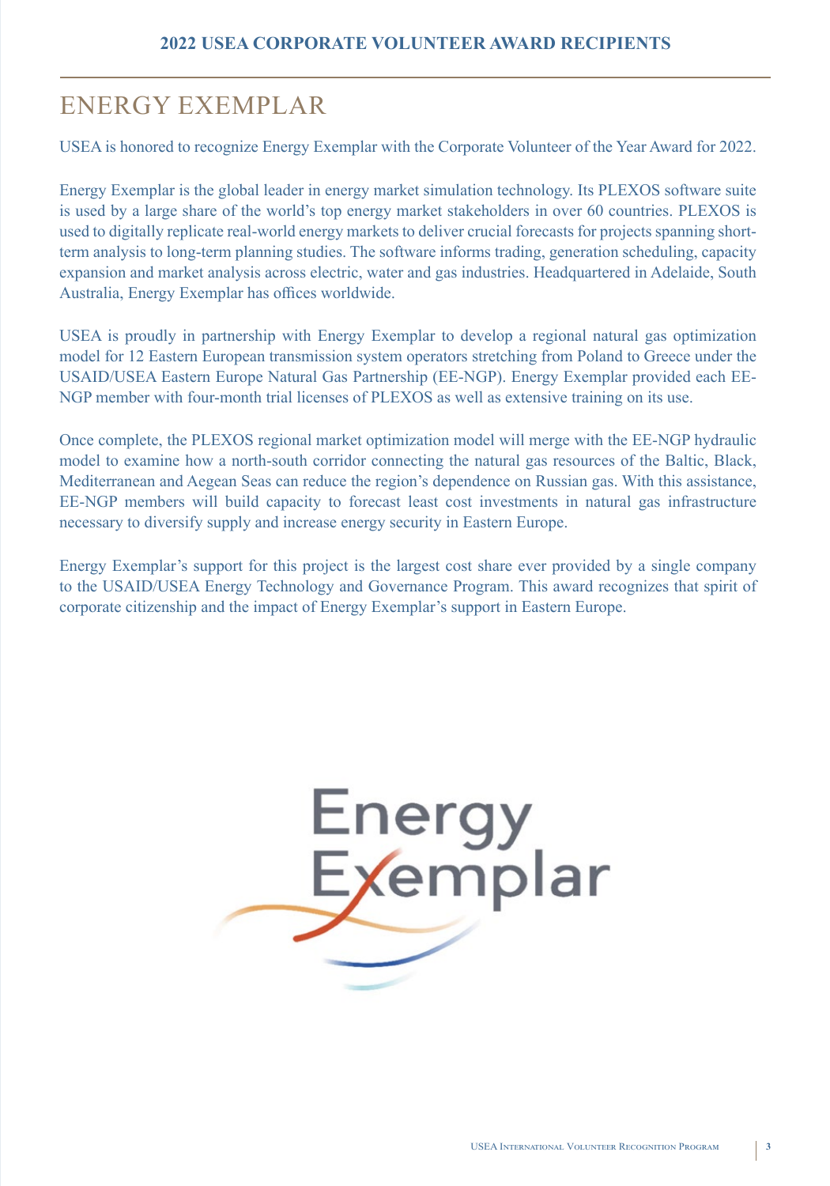## 2022 USEA CORPORATE VOLUNTEER AWARD RECIPIENTS

# ENERGY EXEMPLAR

USEA is honored to recognize Energy Exemplar with the Corporate Volunteer of the Year Award for 2022.

Energy Exemplar is the global leader in energy market simulation technology. Its PLEXOS software suite is used by a large share of the world's top energy market stakeholders in over 60 countries. PLEXOS is used to digitally replicate real-world energy markets to deliver crucial forecasts for projects spanning short-term analysis to long-term planning studies. The software informs trading, generation scheduling, capacity expansion and market analysis across electric, water and gas industries. Headquartered in Adelaide, South Australia, Energy Exemplar has offices worldwide.

USEA is proudly in partnership with Energy Exemplar to develop a regional natural gas optimization model for 12 Eastern European transmission system operators stretching from Poland to Greece under the USAID/USEA Eastern Europe Natural Gas Partnership (EE-NGP). Energy Exemplar provided each EE-NGP member with four-month trial licenses of PLEXOS as well as extensive training on its use.

Once complete, the PLEXOS regional market optimization model will merge with the EE-NGP hydraulic model to examine how a north-south corridor connecting the natural gas resources of the Baltic, Black, Mediterranean and Aegean Seas can reduce the region's dependence on Russian gas. With this assistance, EE-NGP members will build capacity to forecast least cost investments in natural gas infrastructure necessary to diversify supply and increase energy security in Eastern Europe.

Energy Exemplar's support for this project is the largest cost share ever provided by a single company to the USAID/USEA Energy Technology and Governance Program. This award recognizes that spirit of corporate citizenship and the impact of Energy Exemplar's support in Eastern Europe.

Energy Exemplar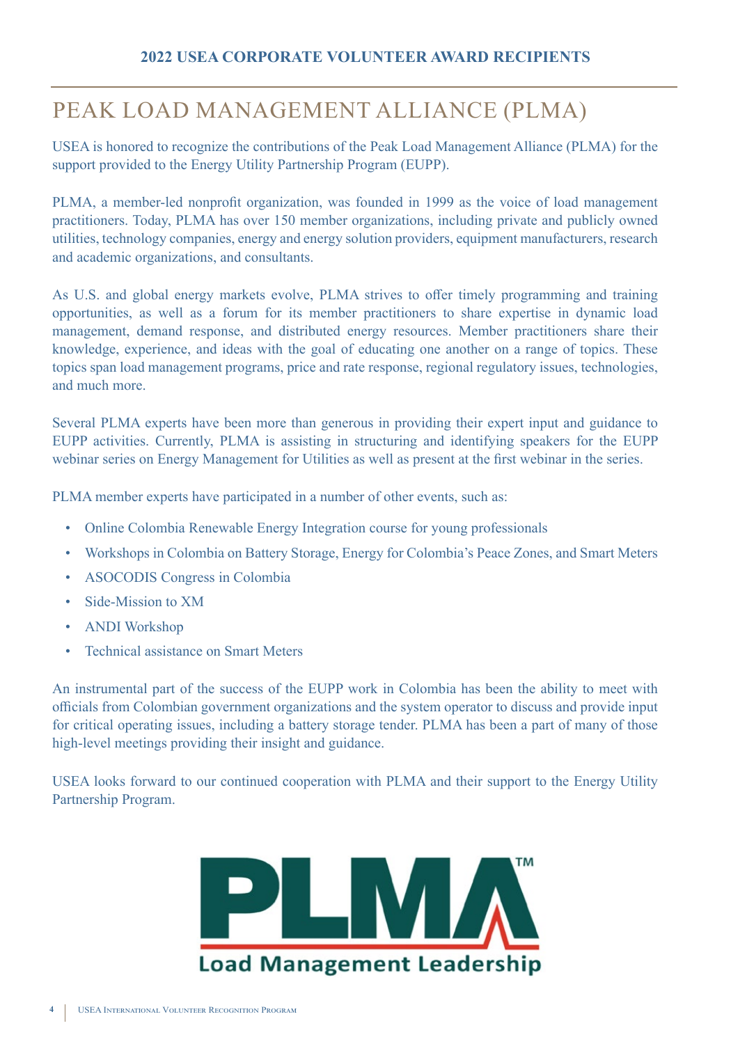## 2022 USEA CORPORATE VOLUNTEER AWARD RECIPIENTS

# PEAK LOAD MANAGEMENT ALLIANCE (PLMA)

USEA is honored to recognize the contributions of the Peak Load Management Alliance (PLMA) for the support provided to the Energy Utility Partnership Program (EUPP).

PLMA, a member-led nonprofit organization, was founded in 1999 as the voice of load management practitioners. Today, PLMA has over 150 member organizations, including private and publicly owned utilities, technology companies, energy and energy solution providers, equipment manufacturers, research and academic organizations, and consultants.

As U.S. and global energy markets evolve, PLMA strives to offer timely programming and training opportunities, as well as a forum for its member practitioners to share expertise in dynamic load management, demand response, and distributed energy resources. Member practitioners share their knowledge, experience, and ideas with the goal of educating one another on a range of topics. These topics span load management programs, price and rate response, regional regulatory issues, technologies, and much more.

Several PLMA experts have been more than generous in providing their expert input and guidance to EUPP activities. Currently, PLMA is assisting in structuring and identifying speakers for the EUPP webinar series on Energy Management for Utilities as well as present at the first webinar in the series.

PLMA member experts have participated in a number of other events, such as:

- Online Colombia Renewable Energy Integration course for young professionals
- Workshops in Colombia on Battery Storage, Energy for Colombia's Peace Zones, and Smart Meters
- ASOCODIS Congress in Colombia
- Side-Mission to XM
- ANDI Workshop
- Technical assistance on Smart Meters

An instrumental part of the success of the EUPP work in Colombia has been the ability to meet with officials from Colombian government organizations and the system operator to discuss and provide input for critical operating issues, including a battery storage tender. PLMA has been a part of many of those high-level meetings providing their insight and guidance.

USEA looks forward to our continued cooperation with PLMA and their support to the Energy Utility Partnership Program.

PLMA™ Load Management Leadership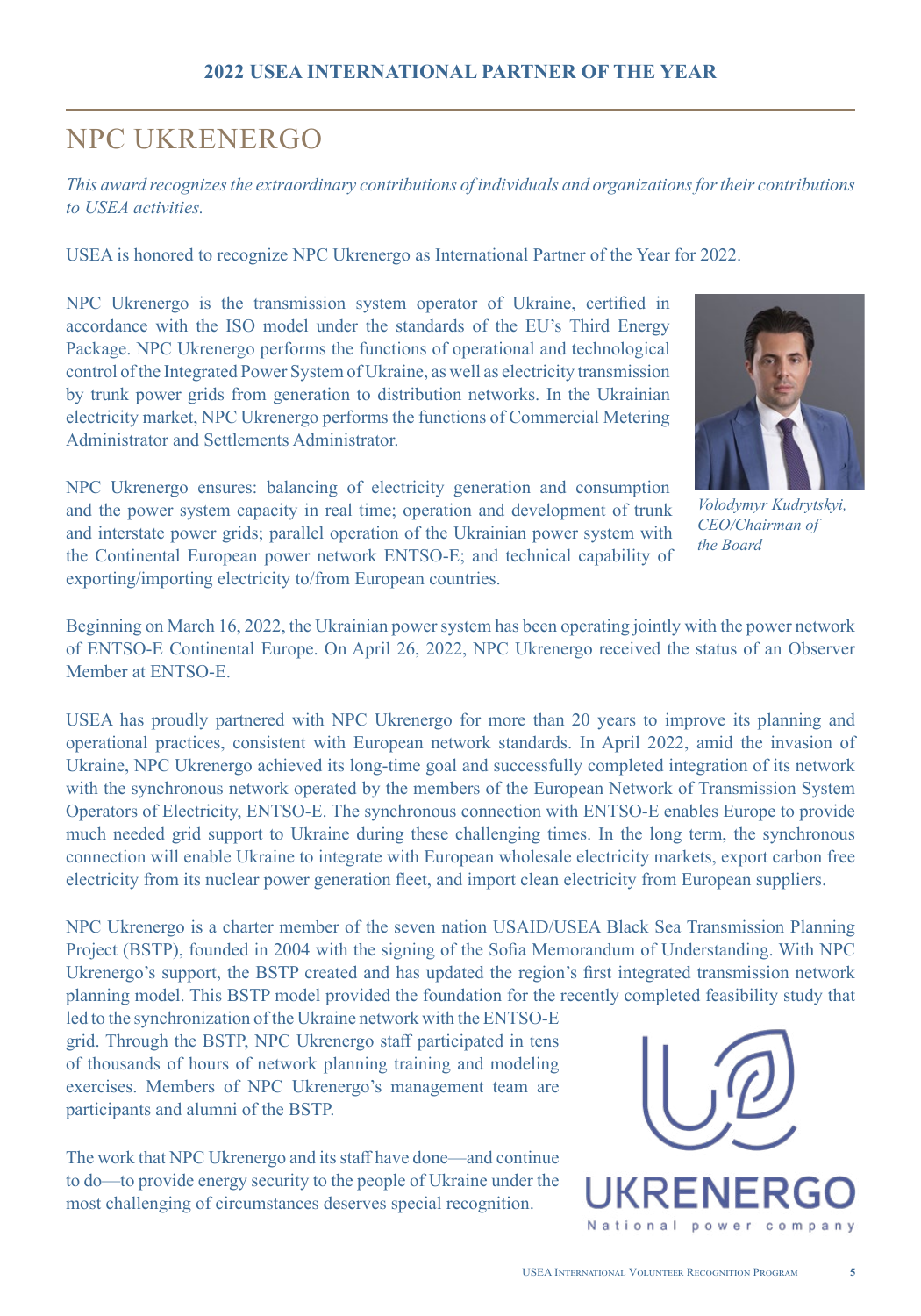## 2022 USEA INTERNATIONAL PARTNER OF THE YEAR

# NPC UKRENERGO

*This award recognizes the extraordinary contributions of individuals and organizations for their contributions to USEA activities.*

USEA is honored to recognize NPC Ukrenergo as International Partner of the Year for 2022.

NPC Ukrenergo is the transmission system operator of Ukraine, certified in accordance with the ISO model under the standards of the EU's Third Energy Package. NPC Ukrenergo performs the functions of operational and technological control of the Integrated Power System of Ukraine, as well as electricity transmission by trunk power grids from generation to distribution networks. In the Ukrainian electricity market, NPC Ukrenergo performs the functions of Commercial Metering Administrator and Settlements Administrator.

*Volodymyr Kudrytskyi, CEO/Chairman of the Board*

NPC Ukrenergo ensures: balancing of electricity generation and consumption and the power system capacity in real time; operation and development of trunk and interstate power grids; parallel operation of the Ukrainian power system with the Continental European power network ENTSO-E; and technical capability of exporting/importing electricity to/from European countries.

Beginning on March 16, 2022, the Ukrainian power system has been operating jointly with the power network of ENTSO-E Continental Europe. On April 26, 2022, NPC Ukrenergo received the status of an Observer Member at ENTSO-E.

USEA has proudly partnered with NPC Ukrenergo for more than 20 years to improve its planning and operational practices, consistent with European network standards. In April 2022, amid the invasion of Ukraine, NPC Ukrenergo achieved its long-time goal and successfully completed integration of its network with the synchronous network operated by the members of the European Network of Transmission System Operators of Electricity, ENTSO-E. The synchronous connection with ENTSO-E enables Europe to provide much needed grid support to Ukraine during these challenging times. In the long term, the synchronous connection will enable Ukraine to integrate with European wholesale electricity markets, export carbon free electricity from its nuclear power generation fleet, and import clean electricity from European suppliers.

NPC Ukrenergo is a charter member of the seven nation USAID/USEA Black Sea Transmission Planning Project (BSTP), founded in 2004 with the signing of the Sofia Memorandum of Understanding. With NPC Ukrenergo's support, the BSTP created and has updated the region's first integrated transmission network planning model. This BSTP model provided the foundation for the recently completed feasibility study that led to the synchronization of the Ukraine network with the ENTSO-E grid. Through the BSTP, NPC Ukrenergo staff participated in tens of thousands of hours of network planning training and modeling exercises. Members of NPC Ukrenergo's management team are participants and alumni of the BSTP.

The work that NPC Ukrenergo and its staff have done—and continue to do—to provide energy security to the people of Ukraine under the most challenging of circumstances deserves special recognition.

UKRENERGO
National power company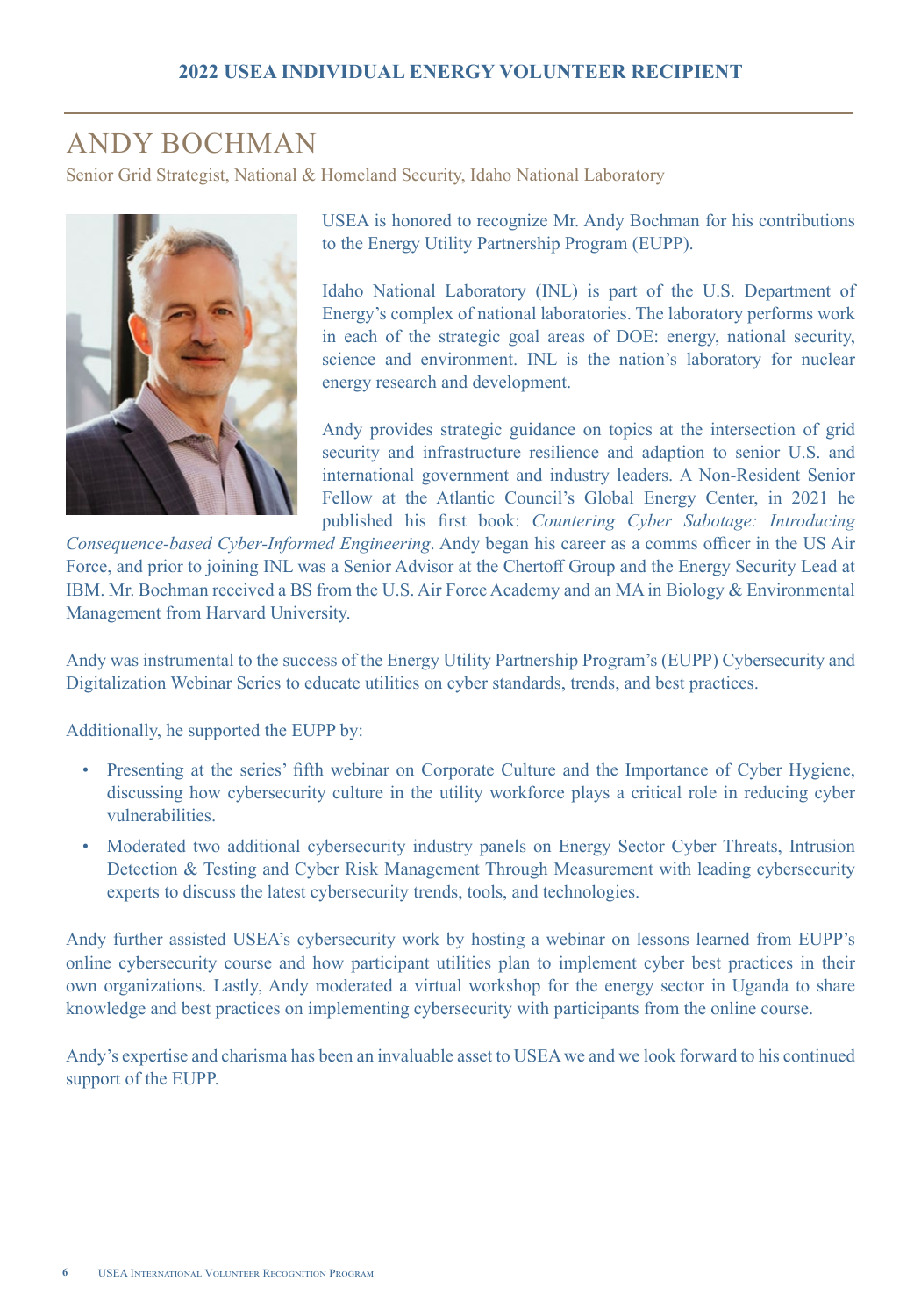## 2022 USEA INDIVIDUAL ENERGY VOLUNTEER RECIPIENT

# ANDY BOCHMAN

Senior Grid Strategist, National & Homeland Security, Idaho National Laboratory

USEA is honored to recognize Mr. Andy Bochman for his contributions to the Energy Utility Partnership Program (EUPP).

Idaho National Laboratory (INL) is part of the U.S. Department of Energy's complex of national laboratories. The laboratory performs work in each of the strategic goal areas of DOE: energy, national security, science and environment. INL is the nation's laboratory for nuclear energy research and development.

Andy provides strategic guidance on topics at the intersection of grid security and infrastructure resilience and adaption to senior U.S. and international government and industry leaders. A Non-Resident Senior Fellow at the Atlantic Council's Global Energy Center, in 2021 he published his first book: *Countering Cyber Sabotage: Introducing Consequence-based Cyber-Informed Engineering*. Andy began his career as a comms officer in the US Air Force, and prior to joining INL was a Senior Advisor at the Chertoff Group and the Energy Security Lead at IBM. Mr. Bochman received a BS from the U.S. Air Force Academy and an MA in Biology & Environmental Management from Harvard University.

Andy was instrumental to the success of the Energy Utility Partnership Program's (EUPP) Cybersecurity and Digitalization Webinar Series to educate utilities on cyber standards, trends, and best practices.

Additionally, he supported the EUPP by:

- Presenting at the series' fifth webinar on Corporate Culture and the Importance of Cyber Hygiene, discussing how cybersecurity culture in the utility workforce plays a critical role in reducing cyber vulnerabilities.
- Moderated two additional cybersecurity industry panels on Energy Sector Cyber Threats, Intrusion Detection & Testing and Cyber Risk Management Through Measurement with leading cybersecurity experts to discuss the latest cybersecurity trends, tools, and technologies.

Andy further assisted USEA's cybersecurity work by hosting a webinar on lessons learned from EUPP's online cybersecurity course and how participant utilities plan to implement cyber best practices in their own organizations. Lastly, Andy moderated a virtual workshop for the energy sector in Uganda to share knowledge and best practices on implementing cybersecurity with participants from the online course.

Andy's expertise and charisma has been an invaluable asset to USEA we and we look forward to his continued support of the EUPP.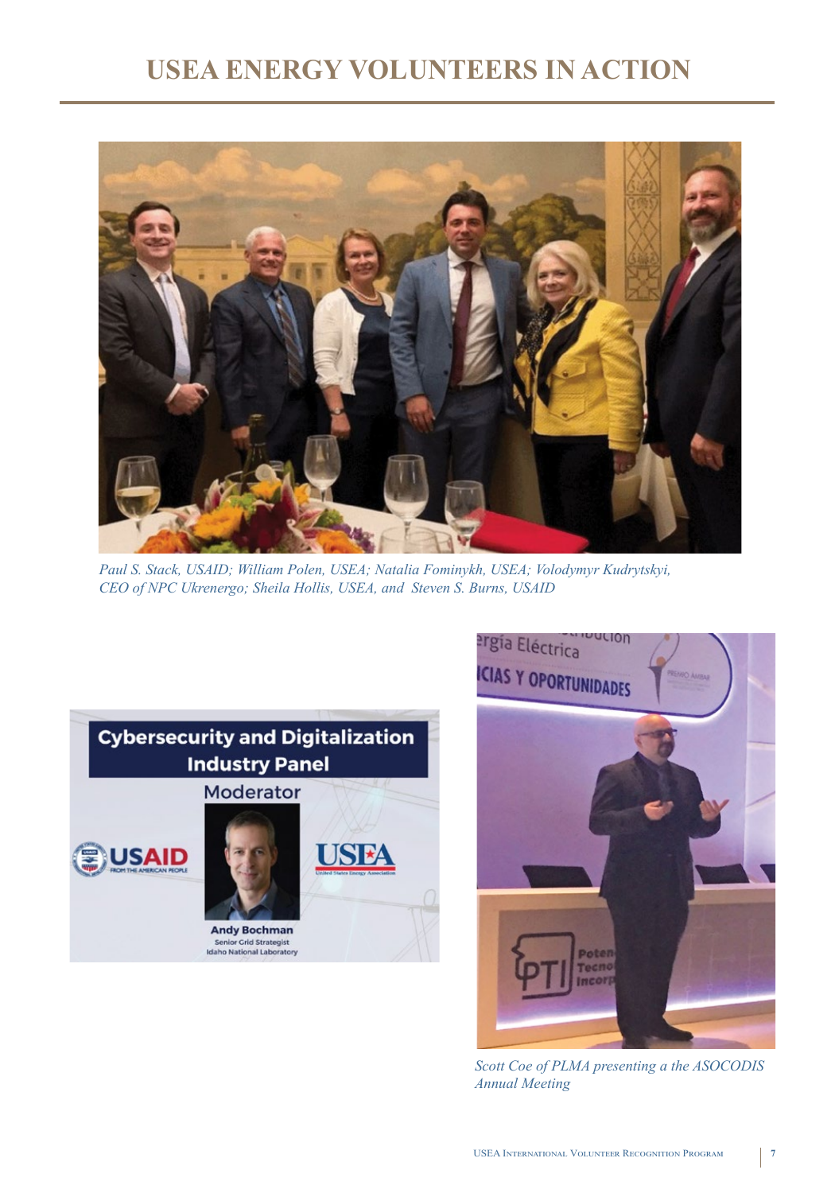# USEA ENERGY VOLUNTEERS IN ACTION

*Paul S. Stack, USAID; William Polen, USEA; Natalia Fominykh, USEA; Volodymyr Kudrytskyi, CEO of NPC Ukrenergo; Sheila Hollis, USEA, and Steven S. Burns, USAID*

*Scott Coe of PLMA presenting a the ASOCODIS Annual Meeting*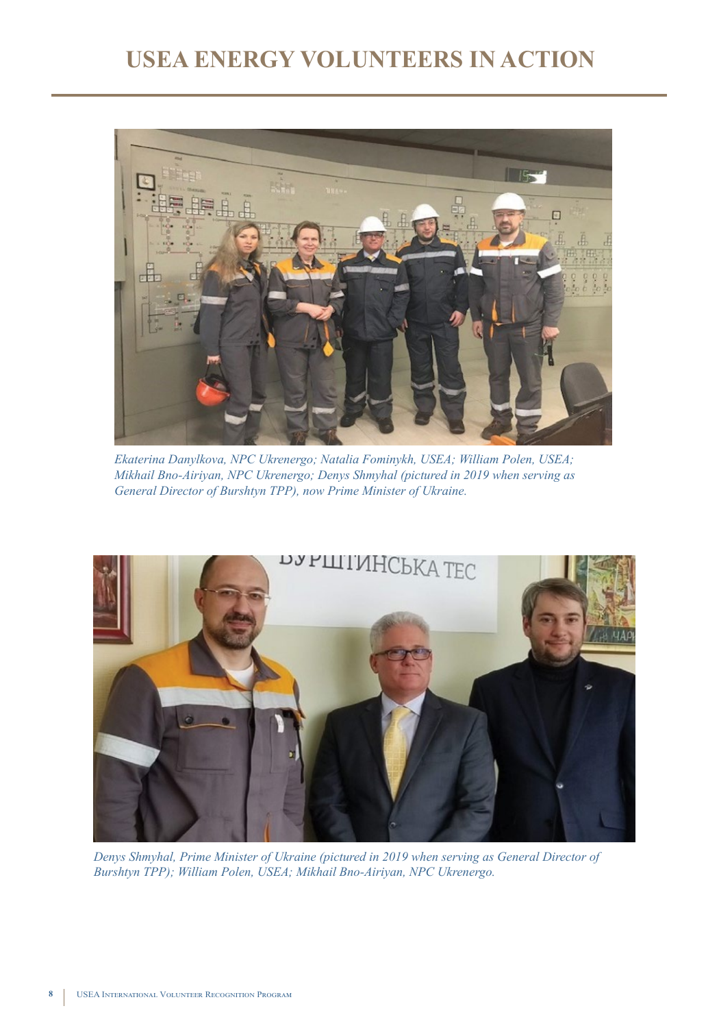# USEA ENERGY VOLUNTEERS IN ACTION

*Ekaterina Danylkova, NPC Ukrenergo; Natalia Fominykh, USEA; William Polen, USEA; Mikhail Bno-Airiyan, NPC Ukrenergo; Denys Shmyhal (pictured in 2019 when serving as General Director of Burshtyn TPP), now Prime Minister of Ukraine.*

*Denys Shmyhal, Prime Minister of Ukraine (pictured in 2019 when serving as General Director of Burshtyn TPP); William Polen, USEA; Mikhail Bno-Airiyan, NPC Ukrenergo.*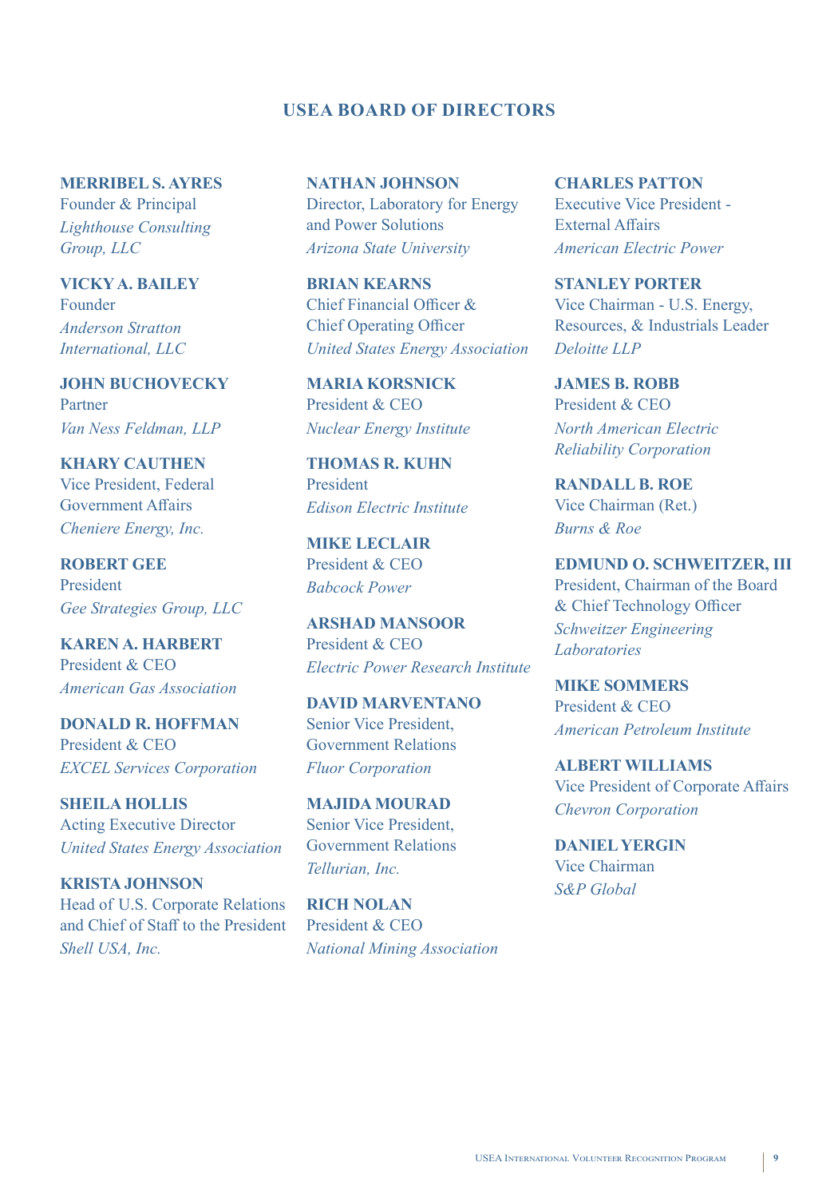## USEA BOARD OF DIRECTORS

**MERRIBEL S. AYRES**
Founder & Principal
*Lighthouse Consulting Group, LLC*

**VICKY A. BAILEY**
Founder
*Anderson Stratton International, LLC*

**JOHN BUCHOVECKY**
Partner
*Van Ness Feldman, LLP*

**KHARY CAUTHEN**
Vice President, Federal Government Affairs
*Cheniere Energy, Inc.*

**ROBERT GEE**
President
*Gee Strategies Group, LLC*

**KAREN A. HARBERT**
President & CEO
*American Gas Association*

**DONALD R. HOFFMAN**
President & CEO
*EXCEL Services Corporation*

**SHEILA HOLLIS**
Acting Executive Director
*United States Energy Association*

**KRISTA JOHNSON**
Head of U.S. Corporate Relations and Chief of Staff to the President
*Shell USA, Inc.*

**NATHAN JOHNSON**
Director, Laboratory for Energy and Power Solutions
*Arizona State University*

**BRIAN KEARNS**
Chief Financial Officer & Chief Operating Officer
*United States Energy Association*

**MARIA KORSNICK**
President & CEO
*Nuclear Energy Institute*

**THOMAS R. KUHN**
President
*Edison Electric Institute*

**MIKE LECLAIR**
President & CEO
*Babcock Power*

**ARSHAD MANSOOR**
President & CEO
*Electric Power Research Institute*

**DAVID MARVENTANO**
Senior Vice President, Government Relations
*Fluor Corporation*

**MAJIDA MOURAD**
Senior Vice President, Government Relations
*Tellurian, Inc.*

**RICH NOLAN**
President & CEO
*National Mining Association*

**CHARLES PATTON**
Executive Vice President - External Affairs
*American Electric Power*

**STANLEY PORTER**
Vice Chairman - U.S. Energy, Resources, & Industrials Leader
*Deloitte LLP*

**JAMES B. ROBB**
President & CEO
*North American Electric Reliability Corporation*

**RANDALL B. ROE**
Vice Chairman (Ret.)
*Burns & Roe*

**EDMUND O. SCHWEITZER, III**
President, Chairman of the Board & Chief Technology Officer
*Schweitzer Engineering Laboratories*

**MIKE SOMMERS**
President & CEO
*American Petroleum Institute*

**ALBERT WILLIAMS**
Vice President of Corporate Affairs
*Chevron Corporation*

**DANIEL YERGIN**
Vice Chairman
*S&P Global*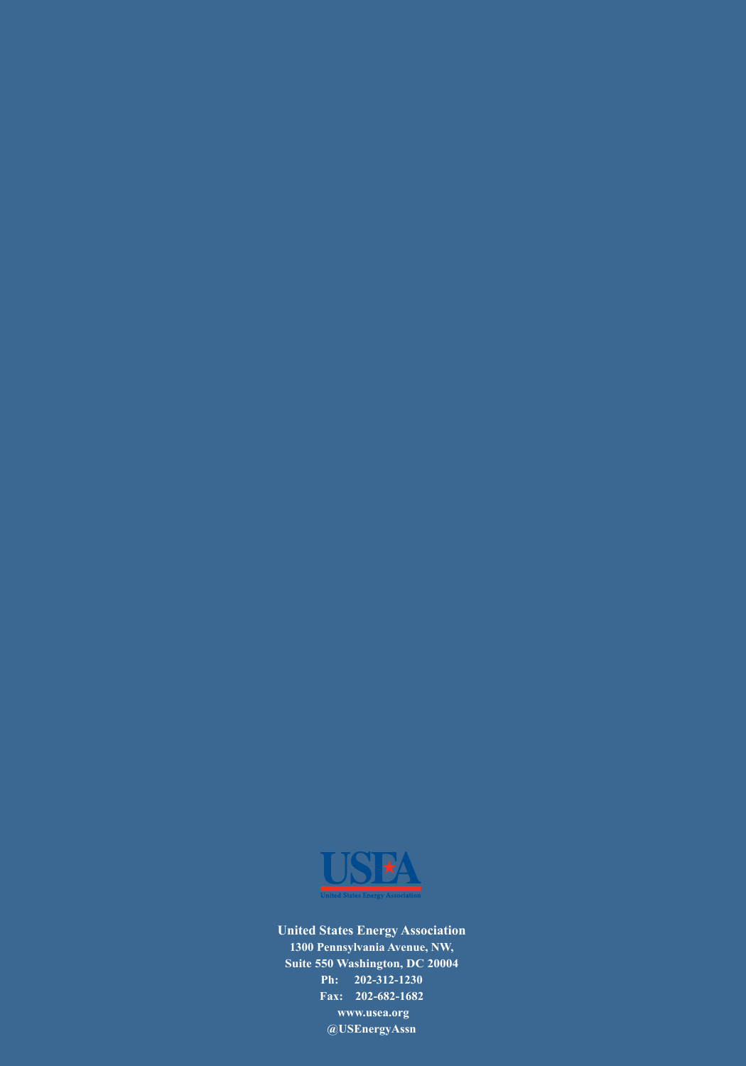USEA

United States Energy Association

**United States Energy Association**

**1300 Pennsylvania Avenue, NW,**

**Suite 550 Washington, DC 20004**

**Ph: 202-312-1230**

**Fax: 202-682-1682**

**www.usea.org**

**@USEnergyAssn**